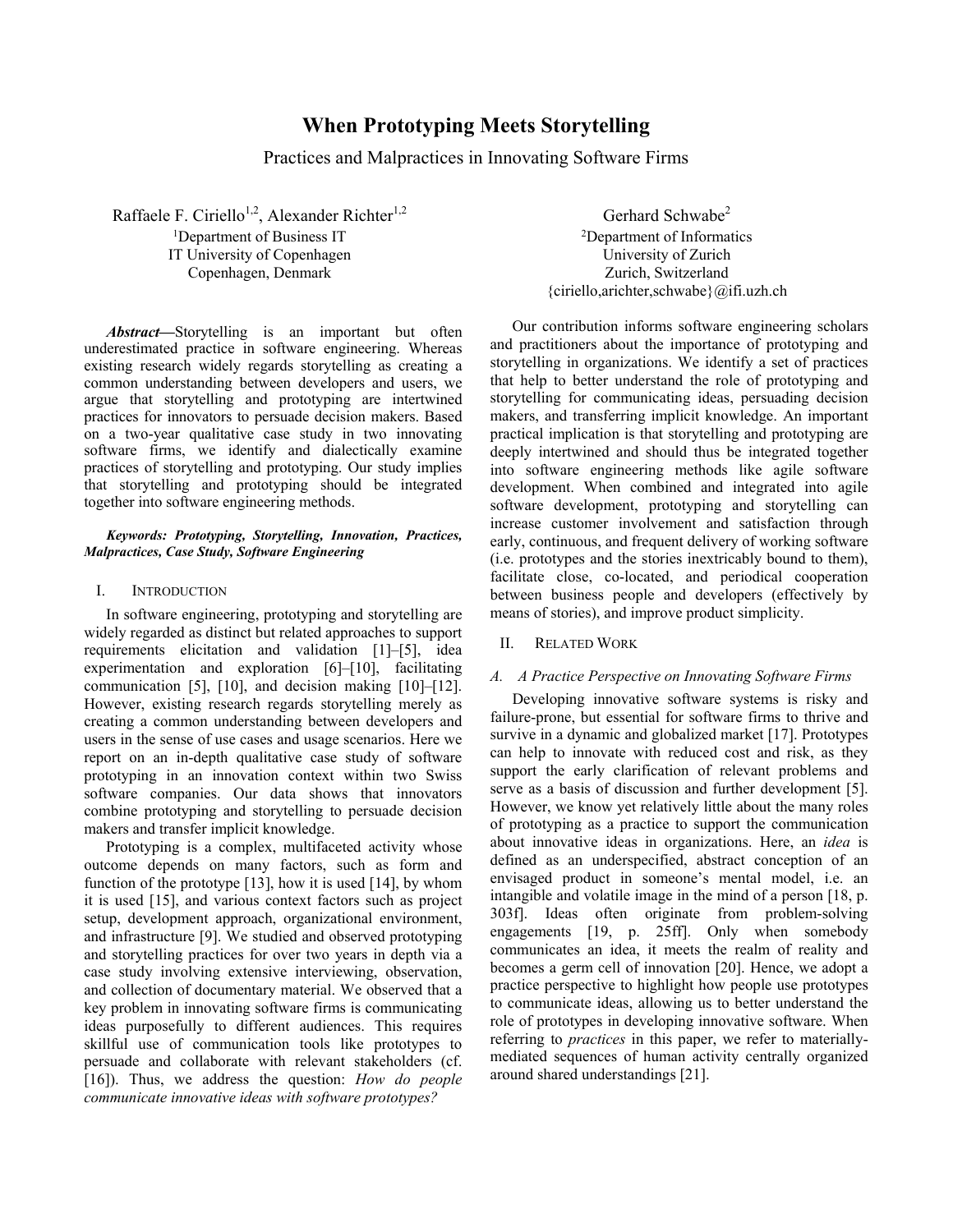# When Prototyping Meets Storytelling

Practices and Malpractices in Innovating Software Firms

Raffaele F. Ciriello[1,2], Alexander Richter[1,2]

[1]Department of Business IT
IT University of Copenhagen
Copenhagen, Denmark

Gerhard Schwabe[2]

[2]Department of Informatics
University of Zurich
Zurich, Switzerland
{ciriello,arichter,schwabe}@ifi.uzh.ch

***Abstract*—**Storytelling is an important but often underestimated practice in software engineering. Whereas existing research widely regards storytelling as creating a common understanding between developers and users, we argue that storytelling and prototyping are intertwined practices for innovators to persuade decision makers. Based on a two-year qualitative case study in two innovating software firms, we identify and dialectically examine practices of storytelling and prototyping. Our study implies that storytelling and prototyping should be integrated together into software engineering methods.

***Keywords: Prototyping, Storytelling, Innovation, Practices, Malpractices, Case Study, Software Engineering***

## I. Introduction

In software engineering, prototyping and storytelling are widely regarded as distinct but related approaches to support requirements elicitation and validation [1]–[5], idea experimentation and exploration [6]–[10], facilitating communication [5], [10], and decision making [10]–[12]. However, existing research regards storytelling merely as creating a common understanding between developers and users in the sense of use cases and usage scenarios. Here we report on an in-depth qualitative case study of software prototyping in an innovation context within two Swiss software companies. Our data shows that innovators combine prototyping and storytelling to persuade decision makers and transfer implicit knowledge.

Prototyping is a complex, multifaceted activity whose outcome depends on many factors, such as form and function of the prototype [13], how it is used [14], by whom it is used [15], and various context factors such as project setup, development approach, organizational environment, and infrastructure [9]. We studied and observed prototyping and storytelling practices for over two years in depth via a case study involving extensive interviewing, observation, and collection of documentary material. We observed that a key problem in innovating software firms is communicating ideas purposefully to different audiences. This requires skillful use of communication tools like prototypes to persuade and collaborate with relevant stakeholders (cf. [16]). Thus, we address the question: *How do people communicate innovative ideas with software prototypes?*

Our contribution informs software engineering scholars and practitioners about the importance of prototyping and storytelling in organizations. We identify a set of practices that help to better understand the role of prototyping and storytelling for communicating ideas, persuading decision makers, and transferring implicit knowledge. An important practical implication is that storytelling and prototyping are deeply intertwined and should thus be integrated together into software engineering methods like agile software development. When combined and integrated into agile software development, prototyping and storytelling can increase customer involvement and satisfaction through early, continuous, and frequent delivery of working software (i.e. prototypes and the stories inextricably bound to them), facilitate close, co-located, and periodical cooperation between business people and developers (effectively by means of stories), and improve product simplicity.

## II. Related Work

### *A. A Practice Perspective on Innovating Software Firms*

Developing innovative software systems is risky and failure-prone, but essential for software firms to thrive and survive in a dynamic and globalized market [17]. Prototypes can help to innovate with reduced cost and risk, as they support the early clarification of relevant problems and serve as a basis of discussion and further development [5]. However, we know yet relatively little about the many roles of prototyping as a practice to support the communication about innovative ideas in organizations. Here, an *idea* is defined as an underspecified, abstract conception of an envisaged product in someone's mental model, i.e. an intangible and volatile image in the mind of a person [18, p. 303f]. Ideas often originate from problem-solving engagements [19, p. 25ff]. Only when somebody communicates an idea, it meets the realm of reality and becomes a germ cell of innovation [20]. Hence, we adopt a practice perspective to highlight how people use prototypes to communicate ideas, allowing us to better understand the role of prototypes in developing innovative software. When referring to *practices* in this paper, we refer to materially-mediated sequences of human activity centrally organized around shared understandings [21].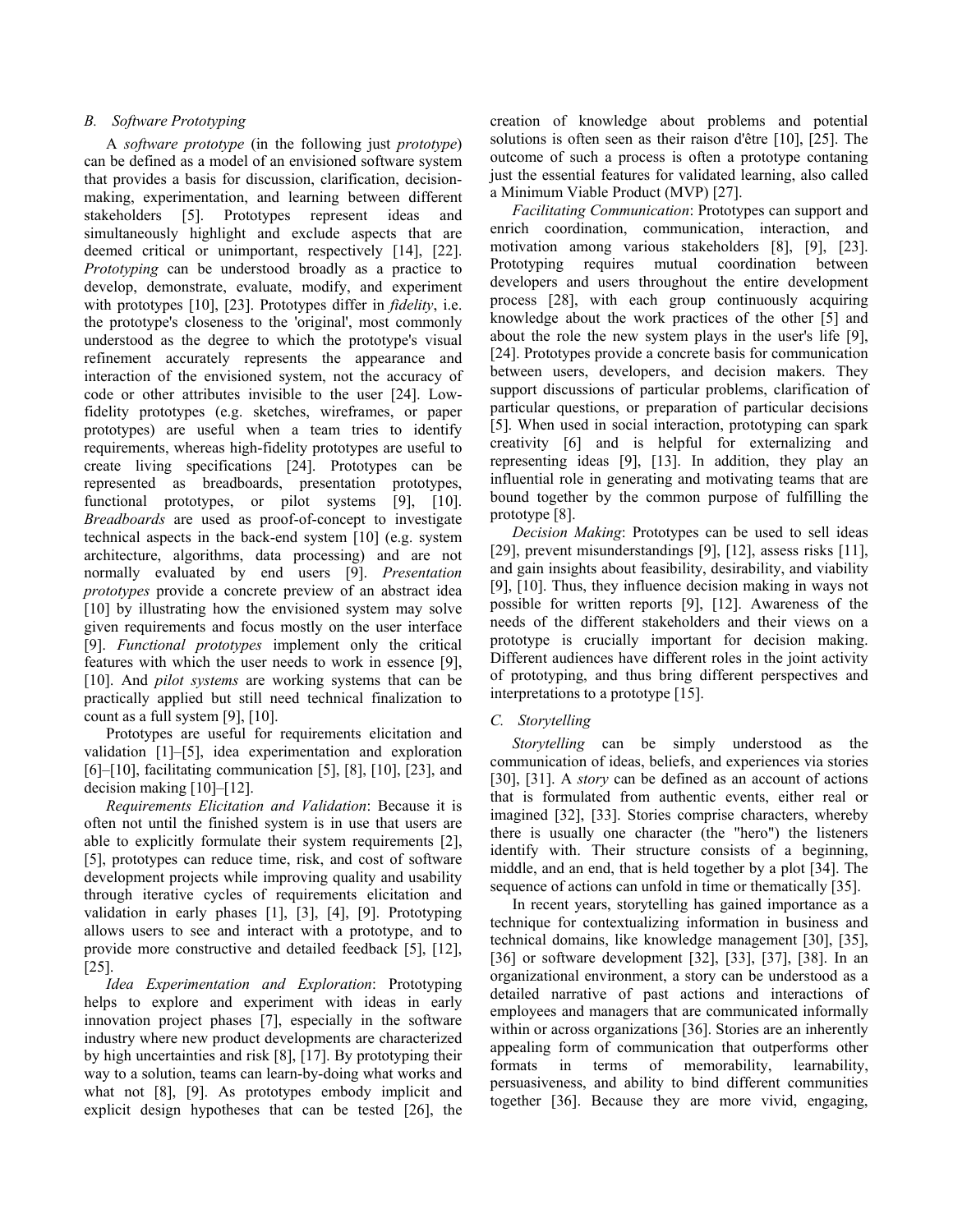### B. Software Prototyping

A *software prototype* (in the following just *prototype*) can be defined as a model of an envisioned software system that provides a basis for discussion, clarification, decision-making, experimentation, and learning between different stakeholders [5]. Prototypes represent ideas and simultaneously highlight and exclude aspects that are deemed critical or unimportant, respectively [14], [22]. *Prototyping* can be understood broadly as a practice to develop, demonstrate, evaluate, modify, and experiment with prototypes [10], [23]. Prototypes differ in *fidelity*, i.e. the prototype's closeness to the 'original', most commonly understood as the degree to which the prototype's visual refinement accurately represents the appearance and interaction of the envisioned system, not the accuracy of code or other attributes invisible to the user [24]. Low-fidelity prototypes (e.g. sketches, wireframes, or paper prototypes) are useful when a team tries to identify requirements, whereas high-fidelity prototypes are useful to create living specifications [24]. Prototypes can be represented as breadboards, presentation prototypes, functional prototypes, or pilot systems [9], [10]. *Breadboards* are used as proof-of-concept to investigate technical aspects in the back-end system [10] (e.g. system architecture, algorithms, data processing) and are not normally evaluated by end users [9]. *Presentation prototypes* provide a concrete preview of an abstract idea [10] by illustrating how the envisioned system may solve given requirements and focus mostly on the user interface [9]. *Functional prototypes* implement only the critical features with which the user needs to work in essence [9], [10]. And *pilot systems* are working systems that can be practically applied but still need technical finalization to count as a full system [9], [10].

Prototypes are useful for requirements elicitation and validation [1]–[5], idea experimentation and exploration [6]–[10], facilitating communication [5], [8], [10], [23], and decision making [10]–[12].

*Requirements Elicitation and Validation*: Because it is often not until the finished system is in use that users are able to explicitly formulate their system requirements [2], [5], prototypes can reduce time, risk, and cost of software development projects while improving quality and usability through iterative cycles of requirements elicitation and validation in early phases [1], [3], [4], [9]. Prototyping allows users to see and interact with a prototype, and to provide more constructive and detailed feedback [5], [12], [25].

*Idea Experimentation and Exploration*: Prototyping helps to explore and experiment with ideas in early innovation project phases [7], especially in the software industry where new product developments are characterized by high uncertainties and risk [8], [17]. By prototyping their way to a solution, teams can learn-by-doing what works and what not [8], [9]. As prototypes embody implicit and explicit design hypotheses that can be tested [26], the creation of knowledge about problems and potential solutions is often seen as their raison d'être [10], [25]. The outcome of such a process is often a prototype contaning just the essential features for validated learning, also called a Minimum Viable Product (MVP) [27].

*Facilitating Communication*: Prototypes can support and enrich coordination, communication, interaction, and motivation among various stakeholders [8], [9], [23]. Prototyping requires mutual coordination between developers and users throughout the entire development process [28], with each group continuously acquiring knowledge about the work practices of the other [5] and about the role the new system plays in the user's life [9], [24]. Prototypes provide a concrete basis for communication between users, developers, and decision makers. They support discussions of particular problems, clarification of particular questions, or preparation of particular decisions [5]. When used in social interaction, prototyping can spark creativity [6] and is helpful for externalizing and representing ideas [9], [13]. In addition, they play an influential role in generating and motivating teams that are bound together by the common purpose of fulfilling the prototype [8].

*Decision Making*: Prototypes can be used to sell ideas [29], prevent misunderstandings [9], [12], assess risks [11], and gain insights about feasibility, desirability, and viability [9], [10]. Thus, they influence decision making in ways not possible for written reports [9], [12]. Awareness of the needs of the different stakeholders and their views on a prototype is crucially important for decision making. Different audiences have different roles in the joint activity of prototyping, and thus bring different perspectives and interpretations to a prototype [15].

### C. Storytelling

*Storytelling* can be simply understood as the communication of ideas, beliefs, and experiences via stories [30], [31]. A *story* can be defined as an account of actions that is formulated from authentic events, either real or imagined [32], [33]. Stories comprise characters, whereby there is usually one character (the "hero") the listeners identify with. Their structure consists of a beginning, middle, and an end, that is held together by a plot [34]. The sequence of actions can unfold in time or thematically [35].

In recent years, storytelling has gained importance as a technique for contextualizing information in business and technical domains, like knowledge management [30], [35], [36] or software development [32], [33], [37], [38]. In an organizational environment, a story can be understood as a detailed narrative of past actions and interactions of employees and managers that are communicated informally within or across organizations [36]. Stories are an inherently appealing form of communication that outperforms other formats in terms of memorability, learnability, persuasiveness, and ability to bind different communities together [36]. Because they are more vivid, engaging,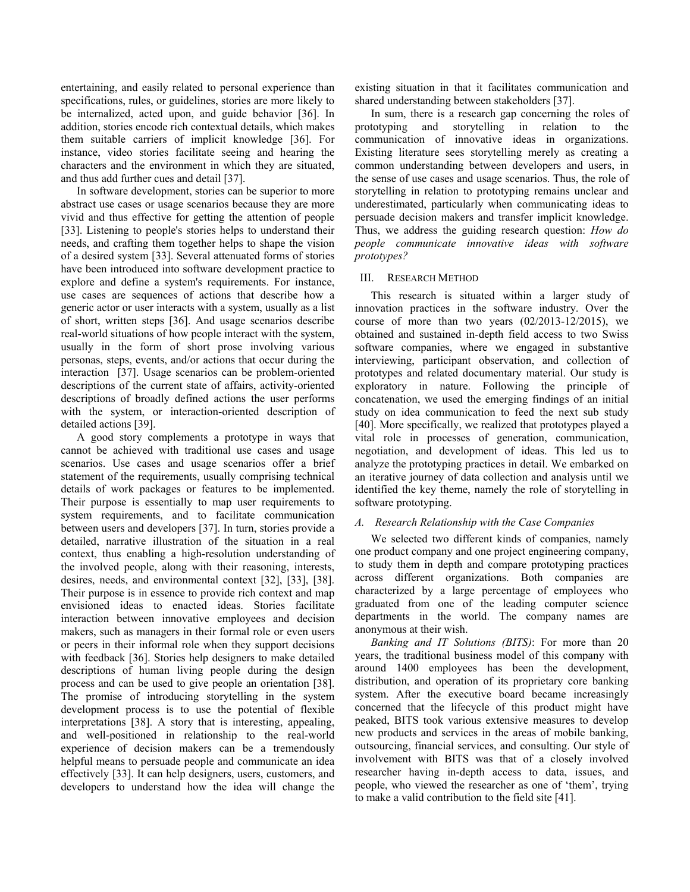entertaining, and easily related to personal experience than specifications, rules, or guidelines, stories are more likely to be internalized, acted upon, and guide behavior [36]. In addition, stories encode rich contextual details, which makes them suitable carriers of implicit knowledge [36]. For instance, video stories facilitate seeing and hearing the characters and the environment in which they are situated, and thus add further cues and detail [37].

In software development, stories can be superior to more abstract use cases or usage scenarios because they are more vivid and thus effective for getting the attention of people [33]. Listening to people's stories helps to understand their needs, and crafting them together helps to shape the vision of a desired system [33]. Several attenuated forms of stories have been introduced into software development practice to explore and define a system's requirements. For instance, use cases are sequences of actions that describe how a generic actor or user interacts with a system, usually as a list of short, written steps [36]. And usage scenarios describe real-world situations of how people interact with the system, usually in the form of short prose involving various personas, steps, events, and/or actions that occur during the interaction [37]. Usage scenarios can be problem-oriented descriptions of the current state of affairs, activity-oriented descriptions of broadly defined actions the user performs with the system, or interaction-oriented description of detailed actions [39].

A good story complements a prototype in ways that cannot be achieved with traditional use cases and usage scenarios. Use cases and usage scenarios offer a brief statement of the requirements, usually comprising technical details of work packages or features to be implemented. Their purpose is essentially to map user requirements to system requirements, and to facilitate communication between users and developers [37]. In turn, stories provide a detailed, narrative illustration of the situation in a real context, thus enabling a high-resolution understanding of the involved people, along with their reasoning, interests, desires, needs, and environmental context [32], [33], [38]. Their purpose is in essence to provide rich context and map envisioned ideas to enacted ideas. Stories facilitate interaction between innovative employees and decision makers, such as managers in their formal role or even users or peers in their informal role when they support decisions with feedback [36]. Stories help designers to make detailed descriptions of human living people during the design process and can be used to give people an orientation [38]. The promise of introducing storytelling in the system development process is to use the potential of flexible interpretations [38]. A story that is interesting, appealing, and well-positioned in relationship to the real-world experience of decision makers can be a tremendously helpful means to persuade people and communicate an idea effectively [33]. It can help designers, users, customers, and developers to understand how the idea will change the existing situation in that it facilitates communication and shared understanding between stakeholders [37].

In sum, there is a research gap concerning the roles of prototyping and storytelling in relation to the communication of innovative ideas in organizations. Existing literature sees storytelling merely as creating a common understanding between developers and users, in the sense of use cases and usage scenarios. Thus, the role of storytelling in relation to prototyping remains unclear and underestimated, particularly when communicating ideas to persuade decision makers and transfer implicit knowledge. Thus, we address the guiding research question: *How do people communicate innovative ideas with software prototypes?*

## III. Research Method

This research is situated within a larger study of innovation practices in the software industry. Over the course of more than two years (02/2013-12/2015), we obtained and sustained in-depth field access to two Swiss software companies, where we engaged in substantive interviewing, participant observation, and collection of prototypes and related documentary material. Our study is exploratory in nature. Following the principle of concatenation, we used the emerging findings of an initial study on idea communication to feed the next sub study [40]. More specifically, we realized that prototypes played a vital role in processes of generation, communication, negotiation, and development of ideas. This led us to analyze the prototyping practices in detail. We embarked on an iterative journey of data collection and analysis until we identified the key theme, namely the role of storytelling in software prototyping.

### *A. Research Relationship with the Case Companies*

We selected two different kinds of companies, namely one product company and one project engineering company, to study them in depth and compare prototyping practices across different organizations. Both companies are characterized by a large percentage of employees who graduated from one of the leading computer science departments in the world. The company names are anonymous at their wish.

*Banking and IT Solutions (BITS)*: For more than 20 years, the traditional business model of this company with around 1400 employees has been the development, distribution, and operation of its proprietary core banking system. After the executive board became increasingly concerned that the lifecycle of this product might have peaked, BITS took various extensive measures to develop new products and services in the areas of mobile banking, outsourcing, financial services, and consulting. Our style of involvement with BITS was that of a closely involved researcher having in-depth access to data, issues, and people, who viewed the researcher as one of 'them', trying to make a valid contribution to the field site [41].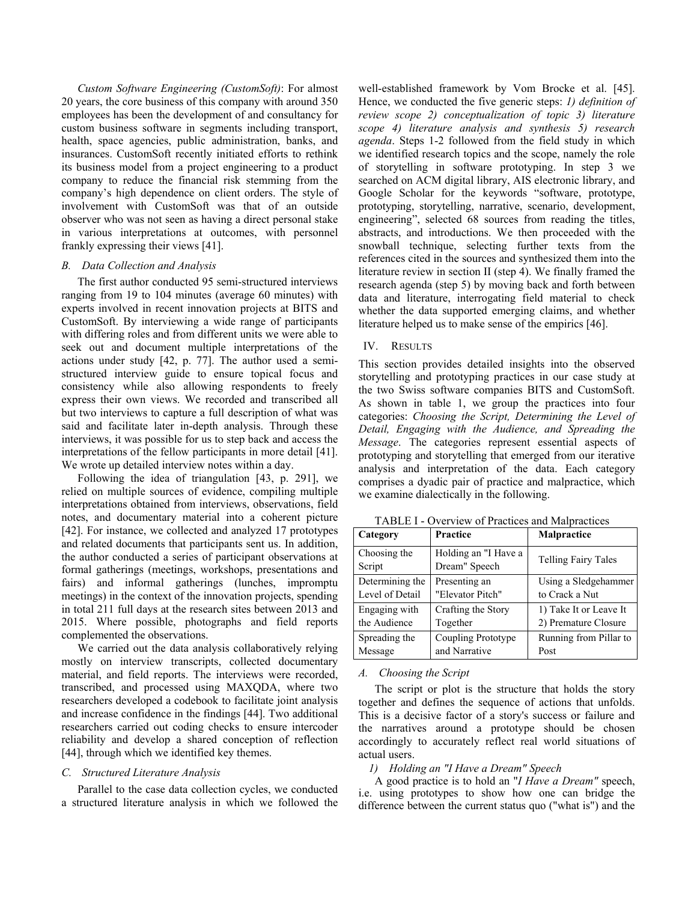*Custom Software Engineering (CustomSoft)*: For almost 20 years, the core business of this company with around 350 employees has been the development of and consultancy for custom business software in segments including transport, health, space agencies, public administration, banks, and insurances. CustomSoft recently initiated efforts to rethink its business model from a project engineering to a product company to reduce the financial risk stemming from the company's high dependence on client orders. The style of involvement with CustomSoft was that of an outside observer who was not seen as having a direct personal stake in various interpretations at outcomes, with personnel frankly expressing their views [41].

### B. Data Collection and Analysis

The first author conducted 95 semi-structured interviews ranging from 19 to 104 minutes (average 60 minutes) with experts involved in recent innovation projects at BITS and CustomSoft. By interviewing a wide range of participants with differing roles and from different units we were able to seek out and document multiple interpretations of the actions under study [42, p. 77]. The author used a semi-structured interview guide to ensure topical focus and consistency while also allowing respondents to freely express their own views. We recorded and transcribed all but two interviews to capture a full description of what was said and facilitate later in-depth analysis. Through these interviews, it was possible for us to step back and access the interpretations of the fellow participants in more detail [41]. We wrote up detailed interview notes within a day.

Following the idea of triangulation [43, p. 291], we relied on multiple sources of evidence, compiling multiple interpretations obtained from interviews, observations, field notes, and documentary material into a coherent picture [42]. For instance, we collected and analyzed 17 prototypes and related documents that participants sent us. In addition, the author conducted a series of participant observations at formal gatherings (meetings, workshops, presentations and fairs) and informal gatherings (lunches, impromptu meetings) in the context of the innovation projects, spending in total 211 full days at the research sites between 2013 and 2015. Where possible, photographs and field reports complemented the observations.

We carried out the data analysis collaboratively relying mostly on interview transcripts, collected documentary material, and field reports. The interviews were recorded, transcribed, and processed using MAXQDA, where two researchers developed a codebook to facilitate joint analysis and increase confidence in the findings [44]. Two additional researchers carried out coding checks to ensure intercoder reliability and develop a shared conception of reflection [44], through which we identified key themes.

### C. Structured Literature Analysis

Parallel to the case data collection cycles, we conducted a structured literature analysis in which we followed the well-established framework by Vom Brocke et al. [45]. Hence, we conducted the five generic steps: *1) definition of review scope 2) conceptualization of topic 3) literature scope 4) literature analysis and synthesis 5) research agenda*. Steps 1-2 followed from the field study in which we identified research topics and the scope, namely the role of storytelling in software prototyping. In step 3 we searched on ACM digital library, AIS electronic library, and Google Scholar for the keywords "software, prototype, prototyping, storytelling, narrative, scenario, development, engineering", selected 68 sources from reading the titles, abstracts, and introductions. We then proceeded with the snowball technique, selecting further texts from the references cited in the sources and synthesized them into the literature review in section II (step 4). We finally framed the research agenda (step 5) by moving back and forth between data and literature, interrogating field material to check whether the data supported emerging claims, and whether literature helped us to make sense of the empirics [46].

## IV. Results

This section provides detailed insights into the observed storytelling and prototyping practices in our case study at the two Swiss software companies BITS and CustomSoft. As shown in table 1, we group the practices into four categories: *Choosing the Script, Determining the Level of Detail, Engaging with the Audience, and Spreading the Message*. The categories represent essential aspects of prototyping and storytelling that emerged from our iterative analysis and interpretation of the data. Each category comprises a dyadic pair of practice and malpractice, which we examine dialectically in the following.

TABLE I - Overview of Practices and Malpractices

| Category | Practice | Malpractice |
|---|---|---|
| Choosing the Script | Holding an "I Have a Dream" Speech | Telling Fairy Tales |
| Determining the Level of Detail | Presenting an "Elevator Pitch" | Using a Sledgehammer to Crack a Nut |
| Engaging with the Audience | Crafting the Story Together | 1) Take It or Leave It 2) Premature Closure |
| Spreading the Message | Coupling Prototype and Narrative | Running from Pillar to Post |

### A. Choosing the Script

The script or plot is the structure that holds the story together and defines the sequence of actions that unfolds. This is a decisive factor of a story's success or failure and the narratives around a prototype should be chosen accordingly to accurately reflect real world situations of actual users.

#### 1) Holding an "I Have a Dream" Speech

A good practice is to hold an "*I Have a Dream"* speech, i.e. using prototypes to show how one can bridge the difference between the current status quo ("what is") and the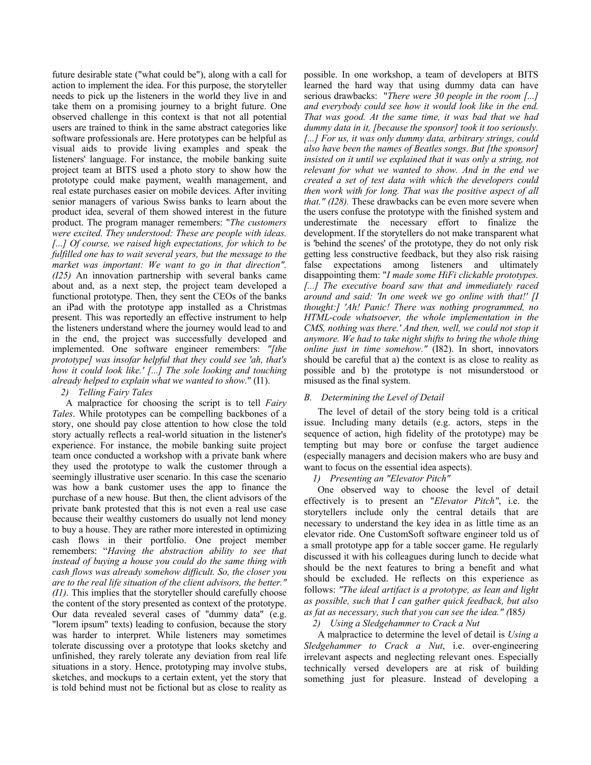future desirable state ("what could be"), along with a call for action to implement the idea. For this purpose, the storyteller needs to pick up the listeners in the world they live in and take them on a promising journey to a bright future. One observed challenge in this context is that not all potential users are trained to think in the same abstract categories like software professionals are. Here prototypes can be helpful as visual aids to provide living examples and speak the listeners' language. For instance, the mobile banking suite project team at BITS used a photo story to show how the prototype could make payment, wealth management, and real estate purchases easier on mobile devices. After inviting senior managers of various Swiss banks to learn about the product idea, several of them showed interest in the future product. The program manager remembers: "*The customers were excited. They understood: These are people with ideas. [...] Of course, we raised high expectations, for which to be fulfilled one has to wait several years, but the message to the market was important: We want to go in that direction". (I25)* An innovation partnership with several banks came about and, as a next step, the project team developed a functional prototype. Then, they sent the CEOs of the banks an iPad with the prototype app installed as a Christmas present. This was reportedly an effective instrument to help the listeners understand where the journey would lead to and in the end, the project was successfully developed and implemented. One software engineer remembers: *"[the prototype] was insofar helpful that they could see 'ah, that's how it could look like.' [...] The sole looking and touching already helped to explain what we wanted to show.*" (I1).

#### 2) Telling Fairy Tales

A malpractice for choosing the script is to tell *Fairy Tales*. While prototypes can be compelling backbones of a story, one should pay close attention to how close the told story actually reflects a real-world situation in the listener's experience. For instance, the mobile banking suite project team once conducted a workshop with a private bank where they used the prototype to walk the customer through a seemingly illustrative user scenario. In this case the scenario was how a bank customer uses the app to finance the purchase of a new house. But then, the client advisors of the private bank protested that this is not even a real use case because their wealthy customers do usually not lend money to buy a house. They are rather more interested in optimizing cash flows in their portfolio. One project member remembers: "*Having the abstraction ability to see that instead of buying a house you could do the same thing with cash flows was already somehow difficult. So, the closer you are to the real life situation of the client advisors, the better." (I1)*. This implies that the storyteller should carefully choose the content of the story presented as context of the prototype. Our data revealed several cases of "dummy data" (e.g. "lorem ipsum" texts) leading to confusion, because the story was harder to interpret. While listeners may sometimes tolerate discussing over a prototype that looks sketchy and unfinished, they rarely tolerate any deviation from real life situations in a story. Hence, prototyping may involve stubs, sketches, and mockups to a certain extent, yet the story that is told behind must not be fictional but as close to reality as possible. In one workshop, a team of developers at BITS learned the hard way that using dummy data can have serious drawbacks: "*There were 30 people in the room [...] and everybody could see how it would look like in the end. That was good. At the same time, it was bad that we had dummy data in it, [because the sponsor] took it too seriously. [...] For us, it was only dummy data, arbitrary strings, could also have been the names of Beatles songs. But [the sponsor] insisted on it until we explained that it was only a string, not relevant for what we wanted to show. And in the end we created a set of test data with which the developers could then work with for long. That was the positive aspect of all that." (I28).* These drawbacks can be even more severe when the users confuse the prototype with the finished system and underestimate the necessary effort to finalize the development. If the storytellers do not make transparent what is 'behind the scenes' of the prototype, they do not only risk getting less constructive feedback, but they also risk raising false expectations among listeners and ultimately disappointing them: "*I made some HiFi clickable prototypes. [...] The executive board saw that and immediately raced around and said: 'In one week we go online with that!' [I thought:] 'Ah! Panic! There was nothing programmed, no HTML-code whatsoever, the whole implementation in the CMS, nothing was there.' And then, well, we could not stop it anymore. We had to take night shifts to bring the whole thing online just in time somehow."* (I82). In short, innovators should be careful that a) the context is as close to reality as possible and b) the prototype is not misunderstood or misused as the final system.

### B. Determining the Level of Detail

The level of detail of the story being told is a critical issue. Including many details (e.g. actors, steps in the sequence of action, high fidelity of the prototype) may be tempting but may bore or confuse the target audience (especially managers and decision makers who are busy and want to focus on the essential idea aspects).

#### 1) Presenting an "Elevator Pitch"

One observed way to choose the level of detail effectively is to present an "*Elevator Pitch"*, i.e. the storytellers include only the central details that are necessary to understand the key idea in as little time as an elevator ride. One CustomSoft software engineer told us of a small prototype app for a table soccer game. He regularly discussed it with his colleagues during lunch to decide what should be the next features to bring a benefit and what should be excluded. He reflects on this experience as follows: *"The ideal artifact is a prototype, as lean and light as possible, such that I can gather quick feedback, but also as fat as necessary, such that you can see the idea." (*I85*)*

#### 2) Using a Sledgehammer to Crack a Nut

A malpractice to determine the level of detail is *Using a Sledgehammer to Crack a Nut*, i.e. over-engineering irrelevant aspects and neglecting relevant ones. Especially technically versed developers are at risk of building something just for pleasure. Instead of developing a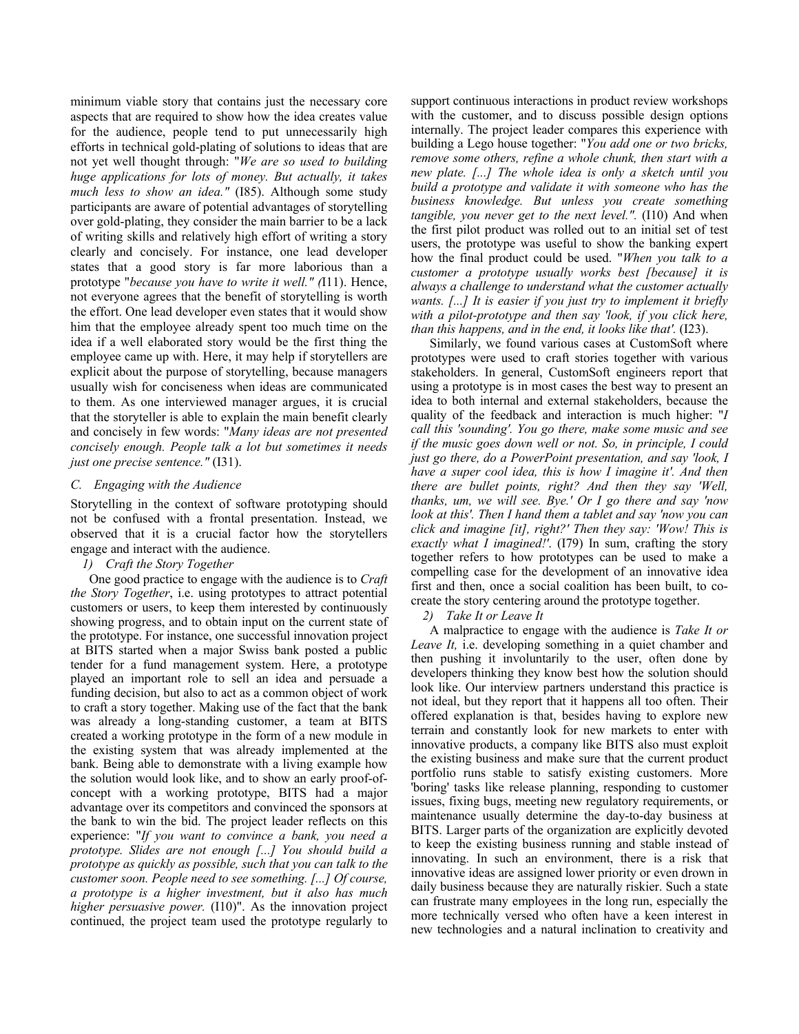minimum viable story that contains just the necessary core aspects that are required to show how the idea creates value for the audience, people tend to put unnecessarily high efforts in technical gold-plating of solutions to ideas that are not yet well thought through: "*We are so used to building huge applications for lots of money. But actually, it takes much less to show an idea."* (I85). Although some study participants are aware of potential advantages of storytelling over gold-plating, they consider the main barrier to be a lack of writing skills and relatively high effort of writing a story clearly and concisely. For instance, one lead developer states that a good story is far more laborious than a prototype "*because you have to write it well." (*I11). Hence, not everyone agrees that the benefit of storytelling is worth the effort. One lead developer even states that it would show him that the employee already spent too much time on the idea if a well elaborated story would be the first thing the employee came up with. Here, it may help if storytellers are explicit about the purpose of storytelling, because managers usually wish for conciseness when ideas are communicated to them. As one interviewed manager argues, it is crucial that the storyteller is able to explain the main benefit clearly and concisely in few words: "*Many ideas are not presented concisely enough. People talk a lot but sometimes it needs just one precise sentence."* (I31).

### C. Engaging with the Audience

Storytelling in the context of software prototyping should not be confused with a frontal presentation. Instead, we observed that it is a crucial factor how the storytellers engage and interact with the audience.

#### 1) Craft the Story Together

One good practice to engage with the audience is to *Craft the Story Together*, i.e. using prototypes to attract potential customers or users, to keep them interested by continuously showing progress, and to obtain input on the current state of the prototype. For instance, one successful innovation project at BITS started when a major Swiss bank posted a public tender for a fund management system. Here, a prototype played an important role to sell an idea and persuade a funding decision, but also to act as a common object of work to craft a story together. Making use of the fact that the bank was already a long-standing customer, a team at BITS created a working prototype in the form of a new module in the existing system that was already implemented at the bank. Being able to demonstrate with a living example how the solution would look like, and to show an early proof-of-concept with a working prototype, BITS had a major advantage over its competitors and convinced the sponsors at the bank to win the bid. The project leader reflects on this experience: "*If you want to convince a bank, you need a prototype. Slides are not enough [...] You should build a prototype as quickly as possible, such that you can talk to the customer soon. People need to see something. [...] Of course, a prototype is a higher investment, but it also has much higher persuasive power.* (I10)". As the innovation project continued, the project team used the prototype regularly to support continuous interactions in product review workshops with the customer, and to discuss possible design options internally. The project leader compares this experience with building a Lego house together: "*You add one or two bricks, remove some others, refine a whole chunk, then start with a new plate. [...] The whole idea is only a sketch until you build a prototype and validate it with someone who has the business knowledge. But unless you create something tangible, you never get to the next level."*. (I10) And when the first pilot product was rolled out to an initial set of test users, the prototype was useful to show the banking expert how the final product could be used. "*When you talk to a customer a prototype usually works best [because] it is always a challenge to understand what the customer actually wants. [...] It is easier if you just try to implement it briefly with a pilot-prototype and then say 'look, if you click here, than this happens, and in the end, it looks like that'.* (I23).

Similarly, we found various cases at CustomSoft where prototypes were used to craft stories together with various stakeholders. In general, CustomSoft engineers report that using a prototype is in most cases the best way to present an idea to both internal and external stakeholders, because the quality of the feedback and interaction is much higher: "*I call this 'sounding'. You go there, make some music and see if the music goes down well or not. So, in principle, I could just go there, do a PowerPoint presentation, and say 'look, I have a super cool idea, this is how I imagine it'. And then there are bullet points, right? And then they say 'Well, thanks, um, we will see. Bye.' Or I go there and say 'now look at this'. Then I hand them a tablet and say 'now you can click and imagine [it], right?' Then they say: 'Wow! This is exactly what I imagined!'*. (I79) In sum, crafting the story together refers to how prototypes can be used to make a compelling case for the development of an innovative idea first and then, once a social coalition has been built, to co-create the story centering around the prototype together.

#### 2) Take It or Leave It

A malpractice to engage with the audience is *Take It or Leave It,* i.e. developing something in a quiet chamber and then pushing it involuntarily to the user, often done by developers thinking they know best how the solution should look like. Our interview partners understand this practice is not ideal, but they report that it happens all too often. Their offered explanation is that, besides having to explore new terrain and constantly look for new markets to enter with innovative products, a company like BITS also must exploit the existing business and make sure that the current product portfolio runs stable to satisfy existing customers. More 'boring' tasks like release planning, responding to customer issues, fixing bugs, meeting new regulatory requirements, or maintenance usually determine the day-to-day business at BITS. Larger parts of the organization are explicitly devoted to keep the existing business running and stable instead of innovating. In such an environment, there is a risk that innovative ideas are assigned lower priority or even drown in daily business because they are naturally riskier. Such a state can frustrate many employees in the long run, especially the more technically versed who often have a keen interest in new technologies and a natural inclination to creativity and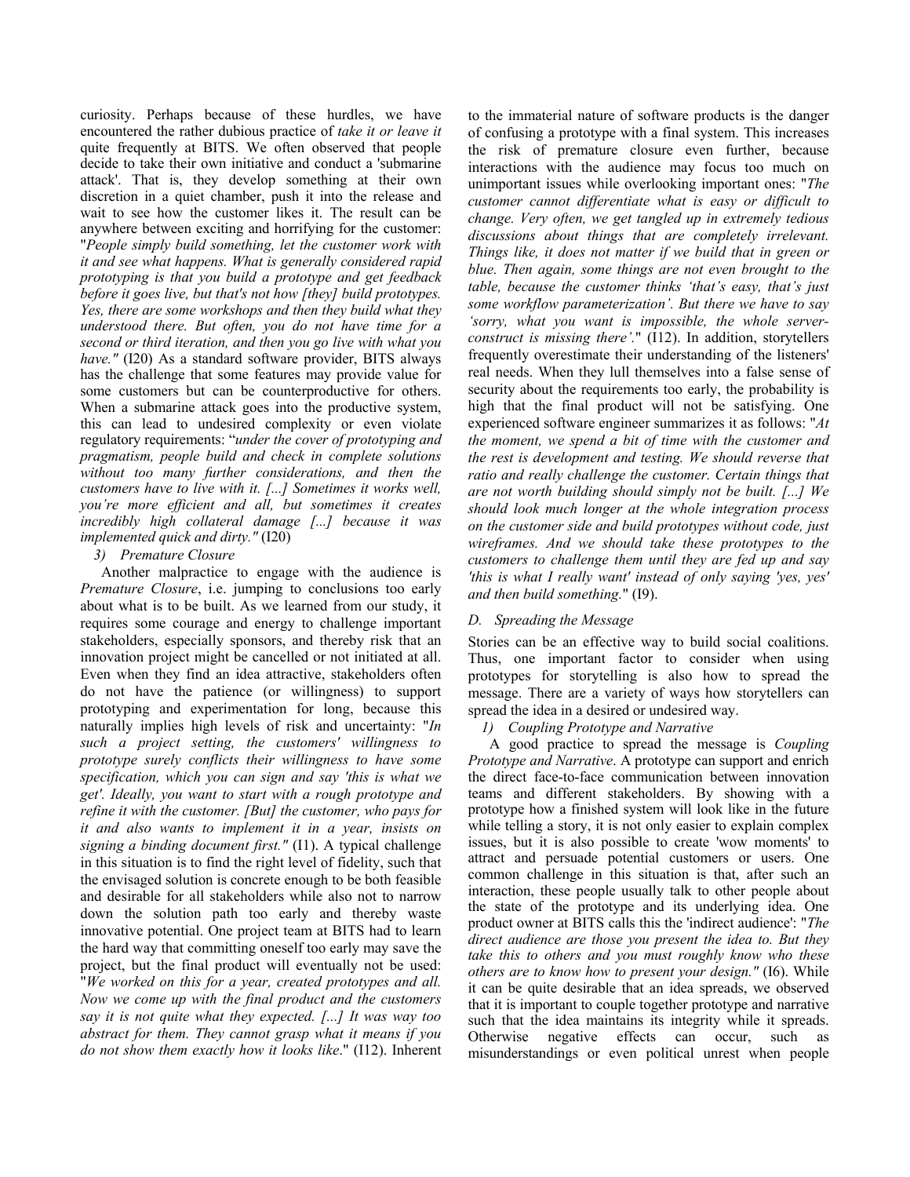curiosity. Perhaps because of these hurdles, we have encountered the rather dubious practice of *take it or leave it* quite frequently at BITS. We often observed that people decide to take their own initiative and conduct a 'submarine attack'. That is, they develop something at their own discretion in a quiet chamber, push it into the release and wait to see how the customer likes it. The result can be anywhere between exciting and horrifying for the customer: "*People simply build something, let the customer work with it and see what happens. What is generally considered rapid prototyping is that you build a prototype and get feedback before it goes live, but that's not how [they] build prototypes. Yes, there are some workshops and then they build what they understood there. But often, you do not have time for a second or third iteration, and then you go live with what you have."* (I20) As a standard software provider, BITS always has the challenge that some features may provide value for some customers but can be counterproductive for others. When a submarine attack goes into the productive system, this can lead to undesired complexity or even violate regulatory requirements: "*under the cover of prototyping and pragmatism, people build and check in complete solutions without too many further considerations, and then the customers have to live with it. [...] Sometimes it works well, you're more efficient and all, but sometimes it creates incredibly high collateral damage [...] because it was implemented quick and dirty."* (I20)

*3) Premature Closure*

Another malpractice to engage with the audience is *Premature Closure*, i.e. jumping to conclusions too early about what is to be built. As we learned from our study, it requires some courage and energy to challenge important stakeholders, especially sponsors, and thereby risk that an innovation project might be cancelled or not initiated at all. Even when they find an idea attractive, stakeholders often do not have the patience (or willingness) to support prototyping and experimentation for long, because this naturally implies high levels of risk and uncertainty: "*In such a project setting, the customers' willingness to prototype surely conflicts their willingness to have some specification, which you can sign and say 'this is what we get'. Ideally, you want to start with a rough prototype and refine it with the customer. [But] the customer, who pays for it and also wants to implement it in a year, insists on signing a binding document first."* (I1). A typical challenge in this situation is to find the right level of fidelity, such that the envisaged solution is concrete enough to be both feasible and desirable for all stakeholders while also not to narrow down the solution path too early and thereby waste innovative potential. One project team at BITS had to learn the hard way that committing oneself too early may save the project, but the final product will eventually not be used: "*We worked on this for a year, created prototypes and all. Now we come up with the final product and the customers say it is not quite what they expected. [...] It was way too abstract for them. They cannot grasp what it means if you do not show them exactly how it looks like*." (I12). Inherent to the immaterial nature of software products is the danger of confusing a prototype with a final system. This increases the risk of premature closure even further, because interactions with the audience may focus too much on unimportant issues while overlooking important ones: "*The customer cannot differentiate what is easy or difficult to change. Very often, we get tangled up in extremely tedious discussions about things that are completely irrelevant. Things like, it does not matter if we build that in green or blue. Then again, some things are not even brought to the table, because the customer thinks 'that's easy, that's just some workflow parameterization'. But there we have to say 'sorry, what you want is impossible, the whole server-construct is missing there'.*" (I12). In addition, storytellers frequently overestimate their understanding of the listeners' real needs. When they lull themselves into a false sense of security about the requirements too early, the probability is high that the final product will not be satisfying. One experienced software engineer summarizes it as follows: "*At the moment, we spend a bit of time with the customer and the rest is development and testing. We should reverse that ratio and really challenge the customer. Certain things that are not worth building should simply not be built. [...] We should look much longer at the whole integration process on the customer side and build prototypes without code, just wireframes. And we should take these prototypes to the customers to challenge them until they are fed up and say 'this is what I really want' instead of only saying 'yes, yes' and then build something.*" (I9).

### D. Spreading the Message

Stories can be an effective way to build social coalitions. Thus, one important factor to consider when using prototypes for storytelling is also how to spread the message. There are a variety of ways how storytellers can spread the idea in a desired or undesired way.

*1) Coupling Prototype and Narrative*

A good practice to spread the message is *Coupling Prototype and Narrative*. A prototype can support and enrich the direct face-to-face communication between innovation teams and different stakeholders. By showing with a prototype how a finished system will look like in the future while telling a story, it is not only easier to explain complex issues, but it is also possible to create 'wow moments' to attract and persuade potential customers or users. One common challenge in this situation is that, after such an interaction, these people usually talk to other people about the state of the prototype and its underlying idea. One product owner at BITS calls this the 'indirect audience': "*The direct audience are those you present the idea to. But they take this to others and you must roughly know who these others are to know how to present your design."* (I6). While it can be quite desirable that an idea spreads, we observed that it is important to couple together prototype and narrative such that the idea maintains its integrity while it spreads. Otherwise negative effects can occur, such as misunderstandings or even political unrest when people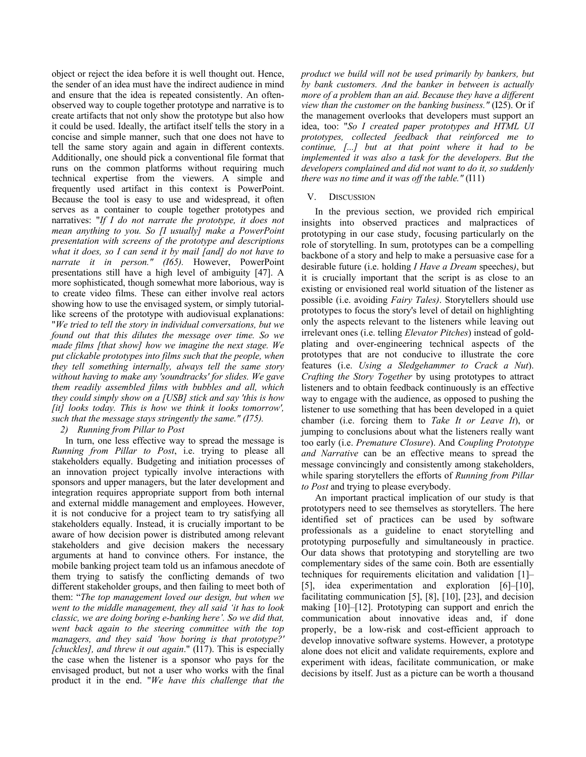object or reject the idea before it is well thought out. Hence, the sender of an idea must have the indirect audience in mind and ensure that the idea is repeated consistently. An often-observed way to couple together prototype and narrative is to create artifacts that not only show the prototype but also how it could be used. Ideally, the artifact itself tells the story in a concise and simple manner, such that one does not have to tell the same story again and again in different contexts. Additionally, one should pick a conventional file format that runs on the common platforms without requiring much technical expertise from the viewers. A simple and frequently used artifact in this context is PowerPoint. Because the tool is easy to use and widespread, it often serves as a container to couple together prototypes and narratives: "*If I do not narrate the prototype, it does not mean anything to you. So [I usually] make a PowerPoint presentation with screens of the prototype and descriptions what it does, so I can send it by mail [and] do not have to narrate it in person." (I65).* However, PowerPoint presentations still have a high level of ambiguity [47]. A more sophisticated, though somewhat more laborious, way is to create video films. These can either involve real actors showing how to use the envisaged system, or simply tutorial-like screens of the prototype with audiovisual explanations: "*We tried to tell the story in individual conversations, but we found out that this dilutes the message over time. So we made films [that show] how we imagine the next stage. We put clickable prototypes into films such that the people, when they tell something internally, always tell the same story without having to make any 'soundtracks' for slides. We gave them readily assembled films with bubbles and all, which they could simply show on a [USB] stick and say 'this is how [it] looks today. This is how we think it looks tomorrow', such that the message stays stringently the same." (I75).*

*2) Running from Pillar to Post*

In turn, one less effective way to spread the message is *Running from Pillar to Post*, i.e. trying to please all stakeholders equally. Budgeting and initiation processes of an innovation project typically involve interactions with sponsors and upper managers, but the later development and integration requires appropriate support from both internal and external middle management and employees. However, it is not conducive for a project team to try satisfying all stakeholders equally. Instead, it is crucially important to be aware of how decision power is distributed among relevant stakeholders and give decision makers the necessary arguments at hand to convince others. For instance, the mobile banking project team told us an infamous anecdote of them trying to satisfy the conflicting demands of two different stakeholder groups, and then failing to meet both of them: "*The top management loved our design, but when we went to the middle management, they all said 'it has to look classic, we are doing boring e-banking here'. So we did that, went back again to the steering committee with the top managers, and they said 'how boring is that prototype?' [chuckles], and threw it out again*." (I17). This is especially the case when the listener is a sponsor who pays for the envisaged product, but not a user who works with the final product it in the end. "*We have this challenge that the product we build will not be used primarily by bankers, but by bank customers. And the banker in between is actually more of a problem than an aid. Because they have a different view than the customer on the banking business."* (I25). Or if the management overlooks that developers must support an idea, too: "*So I created paper prototypes and HTML UI prototypes, collected feedback that reinforced me to continue, [...] but at that point where it had to be implemented it was also a task for the developers. But the developers complained and did not want to do it, so suddenly there was no time and it was off the table."* (I11)

## V. Discussion

In the previous section, we provided rich empirical insights into observed practices and malpractices of prototyping in our case study, focusing particularly on the role of storytelling. In sum, prototypes can be a compelling backbone of a story and help to make a persuasive case for a desirable future (i.e. holding *I Have a Dream* speeches*)*, but it is crucially important that the script is as close to an existing or envisioned real world situation of the listener as possible (i.e. avoiding *Fairy Tales)*. Storytellers should use prototypes to focus the story's level of detail on highlighting only the aspects relevant to the listeners while leaving out irrelevant ones (i.e. telling *Elevator Pitches*) instead of gold-plating and over-engineering technical aspects of the prototypes that are not conducive to illustrate the core features (i.e. *Using a Sledgehammer to Crack a Nut*). *Crafting the Story Together* by using prototypes to attract listeners and to obtain feedback continuously is an effective way to engage with the audience, as opposed to pushing the listener to use something that has been developed in a quiet chamber (i.e. forcing them to *Take It or Leave It*), or jumping to conclusions about what the listeners really want too early (i.e. *Premature Closure*). And *Coupling Prototype and Narrative* can be an effective means to spread the message convincingly and consistently among stakeholders, while sparing storytellers the efforts of *Running from Pillar to Post* and trying to please everybody.

An important practical implication of our study is that prototypers need to see themselves as storytellers. The here identified set of practices can be used by software professionals as a guideline to enact storytelling and prototyping purposefully and simultaneously in practice. Our data shows that prototyping and storytelling are two complementary sides of the same coin. Both are essentially techniques for requirements elicitation and validation [1]–[5], idea experimentation and exploration [6]–[10], facilitating communication [5], [8], [10], [23], and decision making [10]–[12]. Prototyping can support and enrich the communication about innovative ideas and, if done properly, be a low-risk and cost-efficient approach to develop innovative software systems. However, a prototype alone does not elicit and validate requirements, explore and experiment with ideas, facilitate communication, or make decisions by itself. Just as a picture can be worth a thousand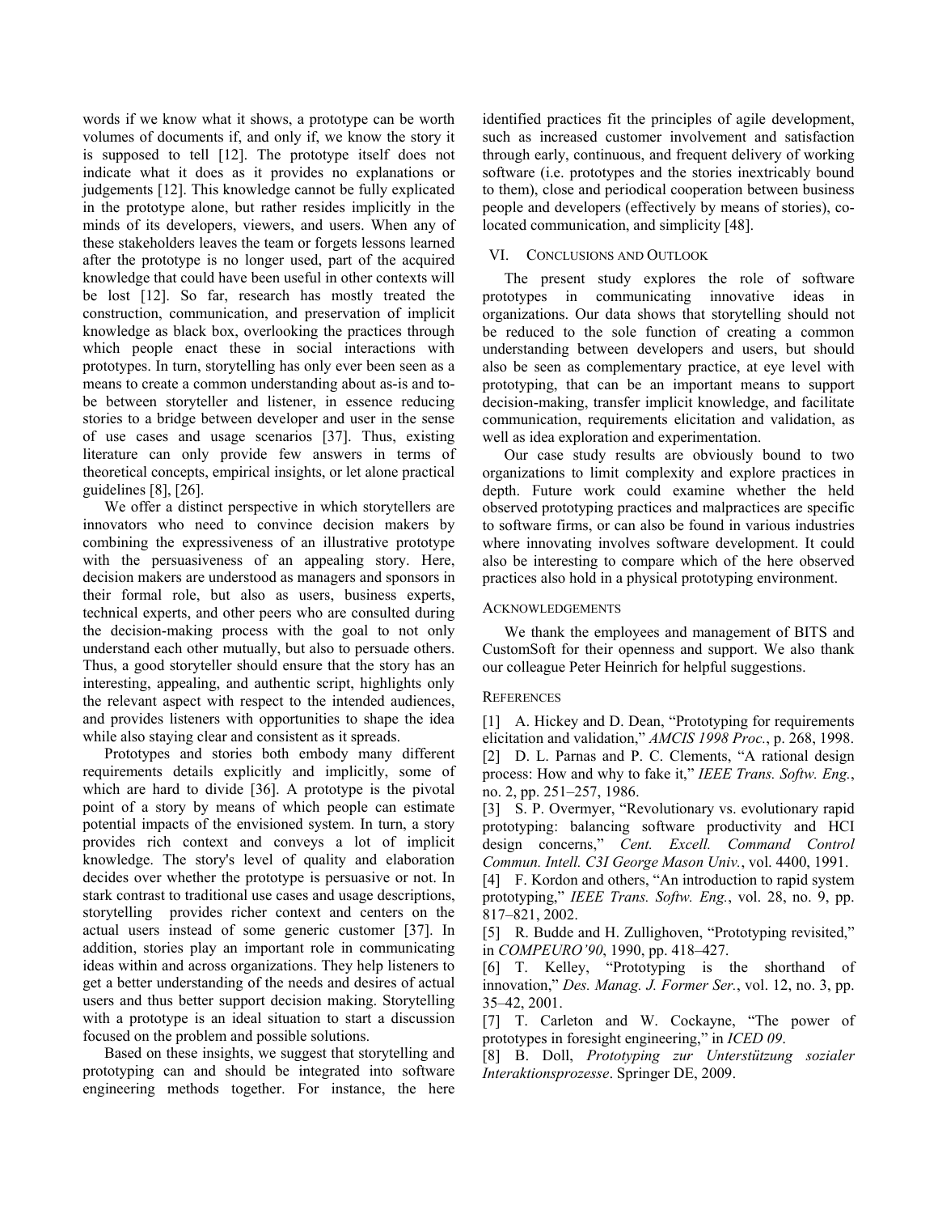words if we know what it shows, a prototype can be worth volumes of documents if, and only if, we know the story it is supposed to tell [12]. The prototype itself does not indicate what it does as it provides no explanations or judgements [12]. This knowledge cannot be fully explicated in the prototype alone, but rather resides implicitly in the minds of its developers, viewers, and users. When any of these stakeholders leaves the team or forgets lessons learned after the prototype is no longer used, part of the acquired knowledge that could have been useful in other contexts will be lost [12]. So far, research has mostly treated the construction, communication, and preservation of implicit knowledge as black box, overlooking the practices through which people enact these in social interactions with prototypes. In turn, storytelling has only ever been seen as a means to create a common understanding about as-is and to-be between storyteller and listener, in essence reducing stories to a bridge between developer and user in the sense of use cases and usage scenarios [37]. Thus, existing literature can only provide few answers in terms of theoretical concepts, empirical insights, or let alone practical guidelines [8], [26].

We offer a distinct perspective in which storytellers are innovators who need to convince decision makers by combining the expressiveness of an illustrative prototype with the persuasiveness of an appealing story. Here, decision makers are understood as managers and sponsors in their formal role, but also as users, business experts, technical experts, and other peers who are consulted during the decision-making process with the goal to not only understand each other mutually, but also to persuade others. Thus, a good storyteller should ensure that the story has an interesting, appealing, and authentic script, highlights only the relevant aspect with respect to the intended audiences, and provides listeners with opportunities to shape the idea while also staying clear and consistent as it spreads.

Prototypes and stories both embody many different requirements details explicitly and implicitly, some of which are hard to divide [36]. A prototype is the pivotal point of a story by means of which people can estimate potential impacts of the envisioned system. In turn, a story provides rich context and conveys a lot of implicit knowledge. The story's level of quality and elaboration decides over whether the prototype is persuasive or not. In stark contrast to traditional use cases and usage descriptions, storytelling provides richer context and centers on the actual users instead of some generic customer [37]. In addition, stories play an important role in communicating ideas within and across organizations. They help listeners to get a better understanding of the needs and desires of actual users and thus better support decision making. Storytelling with a prototype is an ideal situation to start a discussion focused on the problem and possible solutions.

Based on these insights, we suggest that storytelling and prototyping can and should be integrated into software engineering methods together. For instance, the here identified practices fit the principles of agile development, such as increased customer involvement and satisfaction through early, continuous, and frequent delivery of working software (i.e. prototypes and the stories inextricably bound to them), close and periodical cooperation between business people and developers (effectively by means of stories), co-located communication, and simplicity [48].

## VI. Conclusions and Outlook

The present study explores the role of software prototypes in communicating innovative ideas in organizations. Our data shows that storytelling should not be reduced to the sole function of creating a common understanding between developers and users, but should also be seen as complementary practice, at eye level with prototyping, that can be an important means to support decision-making, transfer implicit knowledge, and facilitate communication, requirements elicitation and validation, as well as idea exploration and experimentation.

Our case study results are obviously bound to two organizations to limit complexity and explore practices in depth. Future work could examine whether the held observed prototyping practices and malpractices are specific to software firms, or can also be found in various industries where innovating involves software development. It could also be interesting to compare which of the here observed practices also hold in a physical prototyping environment.

## Acknowledgements

We thank the employees and management of BITS and CustomSoft for their openness and support. We also thank our colleague Peter Heinrich for helpful suggestions.

## References

[1] A. Hickey and D. Dean, "Prototyping for requirements elicitation and validation," *AMCIS 1998 Proc.*, p. 268, 1998.

[2] D. L. Parnas and P. C. Clements, "A rational design process: How and why to fake it," *IEEE Trans. Softw. Eng.*, no. 2, pp. 251–257, 1986.

[3] S. P. Overmyer, "Revolutionary vs. evolutionary rapid prototyping: balancing software productivity and HCI design concerns," *Cent. Excell. Command Control Commun. Intell. C3I George Mason Univ.*, vol. 4400, 1991.

[4] F. Kordon and others, "An introduction to rapid system prototyping," *IEEE Trans. Softw. Eng.*, vol. 28, no. 9, pp. 817–821, 2002.

[5] R. Budde and H. Zullighoven, "Prototyping revisited," in *COMPEURO'90*, 1990, pp. 418–427.

[6] T. Kelley, "Prototyping is the shorthand of innovation," *Des. Manag. J. Former Ser.*, vol. 12, no. 3, pp. 35–42, 2001.

[7] T. Carleton and W. Cockayne, "The power of prototypes in foresight engineering," in *ICED 09*.

[8] B. Doll, *Prototyping zur Unterstützung sozialer Interaktionsprozesse*. Springer DE, 2009.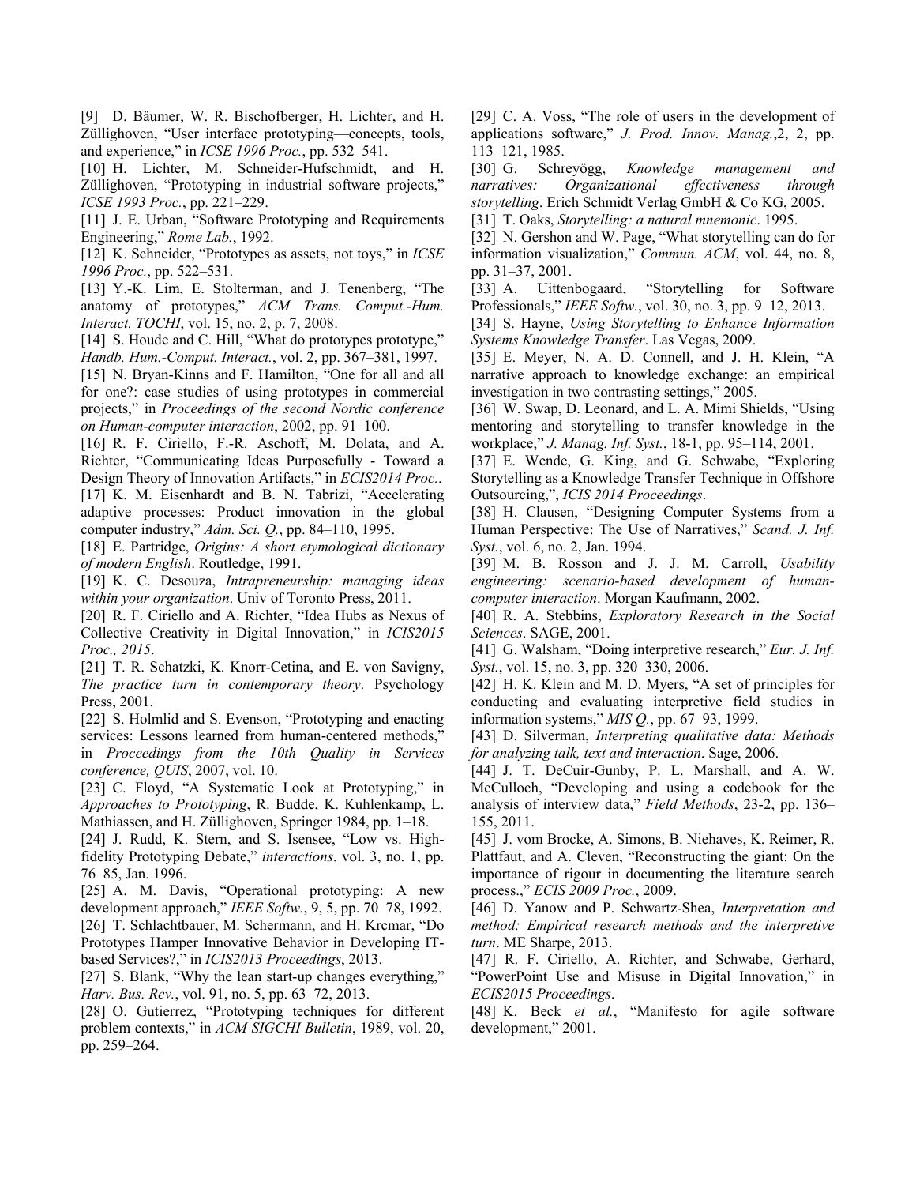[9] D. Bäumer, W. R. Bischofberger, H. Lichter, and H. Züllighoven, "User interface prototyping—concepts, tools, and experience," in *ICSE 1996 Proc.*, pp. 532–541.

[10] H. Lichter, M. Schneider-Hufschmidt, and H. Züllighoven, "Prototyping in industrial software projects," *ICSE 1993 Proc.*, pp. 221–229.

[11] J. E. Urban, "Software Prototyping and Requirements Engineering," *Rome Lab.*, 1992.

[12] K. Schneider, "Prototypes as assets, not toys," in *ICSE 1996 Proc.*, pp. 522–531.

[13] Y.-K. Lim, E. Stolterman, and J. Tenenberg, "The anatomy of prototypes," *ACM Trans. Comput.-Hum. Interact. TOCHI*, vol. 15, no. 2, p. 7, 2008.

[14] S. Houde and C. Hill, "What do prototypes prototype," *Handb. Hum.-Comput. Interact.*, vol. 2, pp. 367–381, 1997.

[15] N. Bryan-Kinns and F. Hamilton, "One for all and all for one?: case studies of using prototypes in commercial projects," in *Proceedings of the second Nordic conference on Human-computer interaction*, 2002, pp. 91–100.

[16] R. F. Ciriello, F.-R. Aschoff, M. Dolata, and A. Richter, "Communicating Ideas Purposefully - Toward a Design Theory of Innovation Artifacts," in *ECIS2014 Proc.*.

[17] K. M. Eisenhardt and B. N. Tabrizi, "Accelerating adaptive processes: Product innovation in the global computer industry," *Adm. Sci. Q.*, pp. 84–110, 1995.

[18] E. Partridge, *Origins: A short etymological dictionary of modern English*. Routledge, 1991.

[19] K. C. Desouza, *Intrapreneurship: managing ideas within your organization*. Univ of Toronto Press, 2011.

[20] R. F. Ciriello and A. Richter, "Idea Hubs as Nexus of Collective Creativity in Digital Innovation," in *ICIS2015 Proc., 2015*.

[21] T. R. Schatzki, K. Knorr-Cetina, and E. von Savigny, *The practice turn in contemporary theory*. Psychology Press, 2001.

[22] S. Holmlid and S. Evenson, "Prototyping and enacting services: Lessons learned from human-centered methods," in *Proceedings from the 10th Quality in Services conference, QUIS*, 2007, vol. 10.

[23] C. Floyd, "A Systematic Look at Prototyping," in *Approaches to Prototyping*, R. Budde, K. Kuhlenkamp, L. Mathiassen, and H. Züllighoven, Springer 1984, pp. 1–18.

[24] J. Rudd, K. Stern, and S. Isensee, "Low vs. High-fidelity Prototyping Debate," *interactions*, vol. 3, no. 1, pp. 76–85, Jan. 1996.

[25] A. M. Davis, "Operational prototyping: A new development approach," *IEEE Softw.*, 9, 5, pp. 70–78, 1992.

[26] T. Schlachtbauer, M. Schermann, and H. Krcmar, "Do Prototypes Hamper Innovative Behavior in Developing IT-based Services?," in *ICIS2013 Proceedings*, 2013.

[27] S. Blank, "Why the lean start-up changes everything," *Harv. Bus. Rev.*, vol. 91, no. 5, pp. 63–72, 2013.

[28] O. Gutierrez, "Prototyping techniques for different problem contexts," in *ACM SIGCHI Bulletin*, 1989, vol. 20, pp. 259–264.

[29] C. A. Voss, "The role of users in the development of applications software," *J. Prod. Innov. Manag.*,2, 2, pp. 113–121, 1985.

[30] G. Schreyögg, *Knowledge management and narratives: Organizational effectiveness through storytelling*. Erich Schmidt Verlag GmbH & Co KG, 2005.

[31] T. Oaks, *Storytelling: a natural mnemonic*. 1995.

[32] N. Gershon and W. Page, "What storytelling can do for information visualization," *Commun. ACM*, vol. 44, no. 8, pp. 31–37, 2001.

[33] A. Uittenbogaard, "Storytelling for Software Professionals," *IEEE Softw.*, vol. 30, no. 3, pp. 9–12, 2013.

[34] S. Hayne, *Using Storytelling to Enhance Information Systems Knowledge Transfer*. Las Vegas, 2009.

[35] E. Meyer, N. A. D. Connell, and J. H. Klein, "A narrative approach to knowledge exchange: an empirical investigation in two contrasting settings," 2005.

[36] W. Swap, D. Leonard, and L. A. Mimi Shields, "Using mentoring and storytelling to transfer knowledge in the workplace," *J. Manag. Inf. Syst.*, 18-1, pp. 95–114, 2001.

[37] E. Wende, G. King, and G. Schwabe, "Exploring Storytelling as a Knowledge Transfer Technique in Offshore Outsourcing,", *ICIS 2014 Proceedings*.

[38] H. Clausen, "Designing Computer Systems from a Human Perspective: The Use of Narratives," *Scand. J. Inf. Syst.*, vol. 6, no. 2, Jan. 1994.

[39] M. B. Rosson and J. J. M. Carroll, *Usability engineering: scenario-based development of human-computer interaction*. Morgan Kaufmann, 2002.

[40] R. A. Stebbins, *Exploratory Research in the Social Sciences*. SAGE, 2001.

[41] G. Walsham, "Doing interpretive research," *Eur. J. Inf. Syst.*, vol. 15, no. 3, pp. 320–330, 2006.

[42] H. K. Klein and M. D. Myers, "A set of principles for conducting and evaluating interpretive field studies in information systems," *MIS Q.*, pp. 67–93, 1999.

[43] D. Silverman, *Interpreting qualitative data: Methods for analyzing talk, text and interaction*. Sage, 2006.

[44] J. T. DeCuir-Gunby, P. L. Marshall, and A. W. McCulloch, "Developing and using a codebook for the analysis of interview data," *Field Methods*, 23-2, pp. 136–155, 2011.

[45] J. vom Brocke, A. Simons, B. Niehaves, K. Reimer, R. Plattfaut, and A. Cleven, "Reconstructing the giant: On the importance of rigour in documenting the literature search process.," *ECIS 2009 Proc.*, 2009.

[46] D. Yanow and P. Schwartz-Shea, *Interpretation and method: Empirical research methods and the interpretive turn*. ME Sharpe, 2013.

[47] R. F. Ciriello, A. Richter, and Schwabe, Gerhard, "PowerPoint Use and Misuse in Digital Innovation," in *ECIS2015 Proceedings*.

[48] K. Beck *et al.*, "Manifesto for agile software development," 2001.